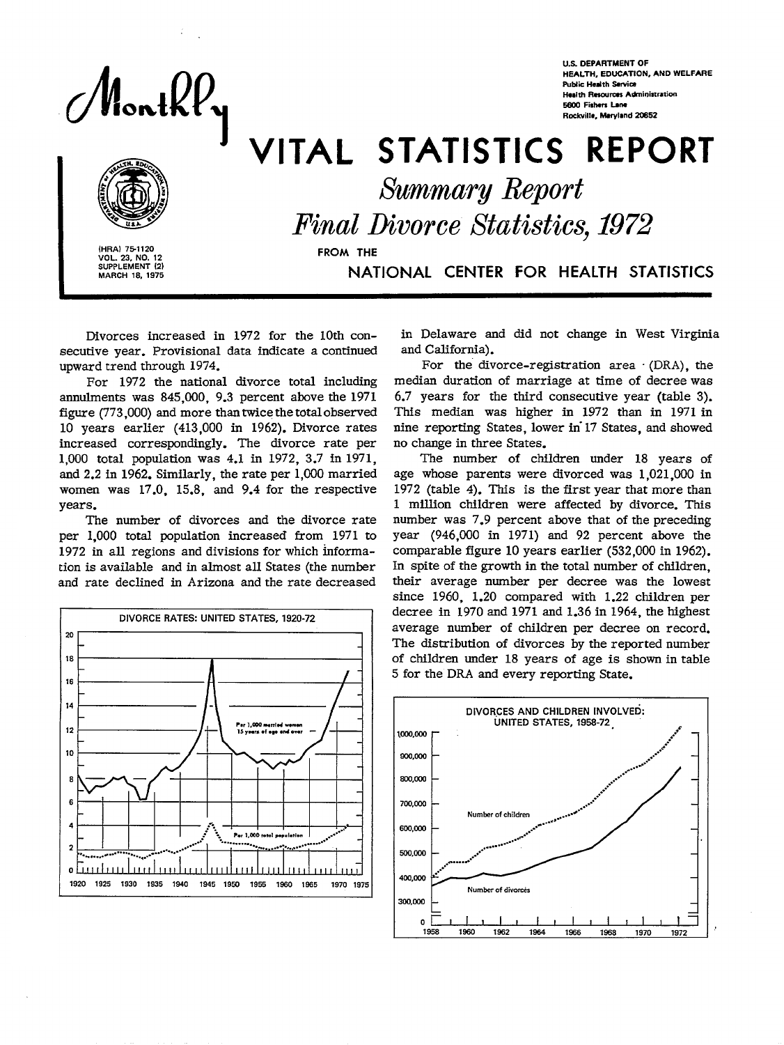U.S. DEPARTMENT OF HEALTH, EDUCATION, AND WELFARE
Public Health Service
Health Resources Administration
5600 Fishers Lane
Rockville, Maryland 20852

# Monthly VITAL STATISTICS REPORT

## *Summary Report*
## *Final Divorce Statistics, 1972*

FROM THE NATIONAL CENTER FOR HEALTH STATISTICS

(HRA) 75-1120
VOL. 23, NO. 12
SUPPLEMENT (2)
MARCH 18, 1975

Divorces increased in 1972 for the 10th consecutive year. Provisional data indicate a continued upward trend through 1974.

For 1972 the national divorce total including annulments was 845,000, 9.3 percent above the 1971 figure (773,000) and more than twice the total observed 10 years earlier (413,000 in 1962). Divorce rates increased correspondingly. The divorce rate per 1,000 total population was 4.1 in 1972, 3.7 in 1971, and 2.2 in 1962. Similarly, the rate per 1,000 married women was 17.0, 15.8, and 9.4 for the respective years.

The number of divorces and the divorce rate per 1,000 total population increased from 1971 to 1972 in all regions and divisions for which information is available and in almost all States (the number and rate declined in Arizona and the rate decreased in Delaware and did not change in West Virginia and California).

For the divorce-registration area (DRA), the median duration of marriage at time of decree was 6.7 years for the third consecutive year (table 3). This median was higher in 1972 than in 1971 in nine reporting States, lower in 17 States, and showed no change in three States.

The number of children under 18 years of age whose parents were divorced was 1,021,000 in 1972 (table 4). This is the first year that more than 1 million children were affected by divorce. This number was 7.9 percent above that of the preceding year (946,000 in 1971) and 92 percent above the comparable figure 10 years earlier (532,000 in 1962). In spite of the growth in the total number of children, their average number per decree was the lowest since 1960, 1.20 compared with 1.22 children per decree in 1970 and 1971 and 1.36 in 1964, the highest average number of children per decree on record. The distribution of divorces by the reported number of children under 18 years of age is shown in table 5 for the DRA and every reporting State.

DIVORCE RATES: UNITED STATES, 1920-72

DIVORCES AND CHILDREN INVOLVED: UNITED STATES, 1958-72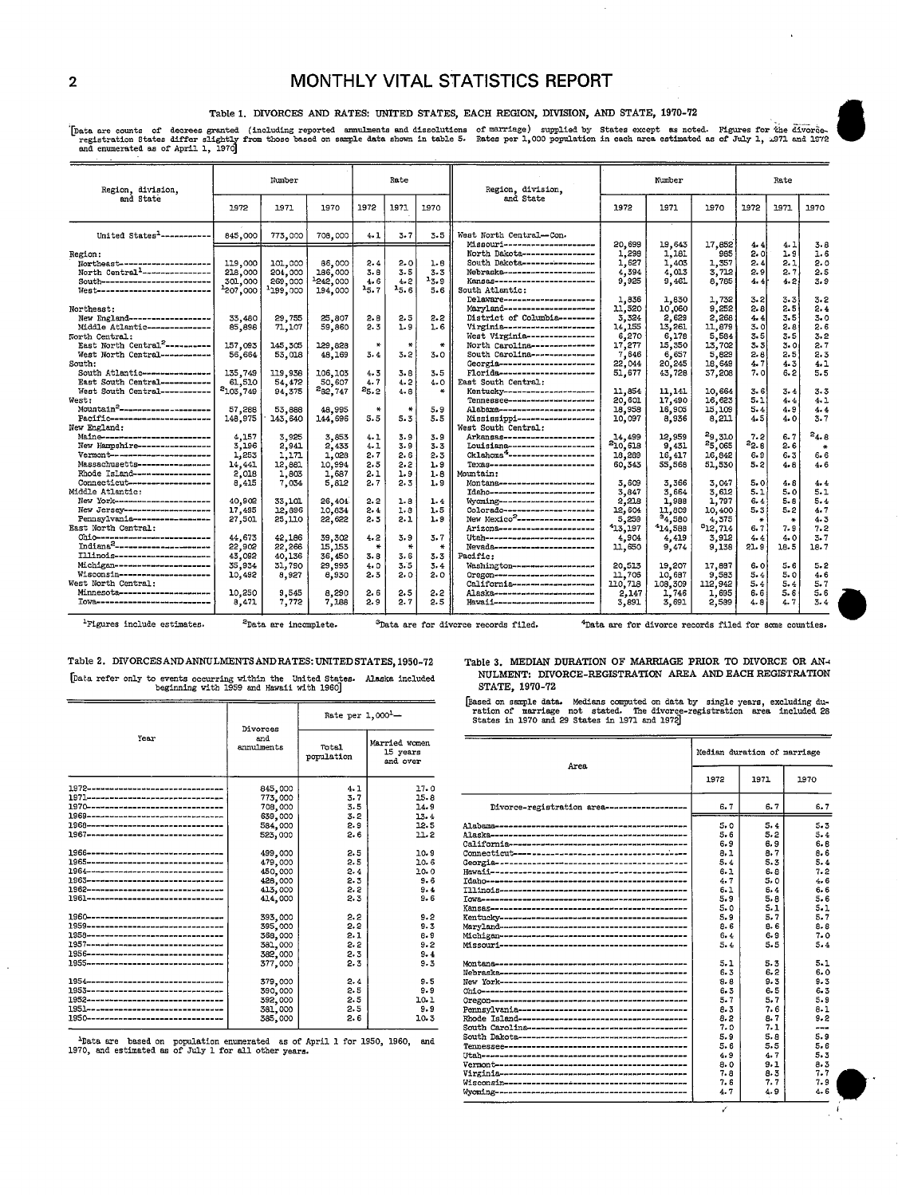## Table 1. DIVORCES AND RATES: UNITED STATES, EACH REGION, DIVISION, AND STATE, 1970-72

[Data are counts of decrees granted (including reported annulments and dissolutions of marriage) supplied by States except as noted. Figures for the divorce-registration States differ slightly from those based on sample data shown in table 5. Rates per 1,000 population in each area estimated as of July 1, 1971 and 1972 and enumerated as of April 1, 1970]

| Region, division, and State | Number 1972 | Number 1971 | Number 1970 | Rate 1972 | Rate 1971 | Rate 1970 |
|---|---|---|---|---|---|---|
| United States[1] | 845,000 | 773,000 | 708,000 | 4.1 | 3.7 | 3.5 |
| **Region:** | | | | | | |
| Northeast | 119,000 | 101,000 | 86,000 | 2.4 | 2.0 | 1.8 |
| North Central[1] | 218,000 | 204,000 | 186,000 | 3.8 | 3.5 | 3.3 |
| South | 301,000 | 269,000 | [1]242,000 | 4.6 | 4.2 | [1]3.9 |
| West | [1]207,000 | [1]199,000 | 194,000 | [1]5.7 | [1]5.6 | 5.6 |
| **Northeast:** | | | | | | |
| New England | 33,460 | 29,755 | 25,807 | 2.8 | 2.5 | 2.2 |
| Middle Atlantic | 85,898 | 71,107 | 59,860 | 2.3 | 1.9 | 1.6 |
| **North Central:** | | | | | | |
| East North Central[2] | 157,093 | 145,305 | 129,828 | * | * | * |
| West North Central | 56,664 | 53,018 | 48,169 | 3.4 | 3.2 | 3.0 |
| **South:** | | | | | | |
| South Atlantic | 135,749 | 119,936 | 106,103 | 4.3 | 3.8 | 3.5 |
| East South Central | 61,510 | 54,472 | 50,607 | 4.7 | 4.2 | 4.0 |
| West South Central | [2]105,749 | 94,375 | [2]82,747 | [2]5.2 | 4.8 | * |
| **West:** | | | | | | |
| Mountain[2] | 57,288 | 53,888 | 48,995 | * | * | 5.9 |
| Pacific | 148,975 | 143,640 | 144,696 | 5.5 | 5.3 | 5.5 |
| **New England:** | | | | | | |
| Maine | 4,157 | 3,925 | 3,853 | 4.1 | 3.9 | 3.9 |
| New Hampshire | 3,196 | 2,941 | 2,433 | 4.1 | 3.9 | 3.3 |
| Vermont | 1,253 | 1,171 | 1,028 | 2.7 | 2.6 | 2.3 |
| Massachusetts | 14,441 | 12,881 | 10,994 | 2.5 | 2.2 | 1.9 |
| Rhode Island | 2,018 | 1,803 | 1,687 | 2.1 | 1.9 | 1.8 |
| Connecticut | 8,415 | 7,034 | 5,812 | 2.7 | 2.3 | 1.9 |
| **Middle Atlantic:** | | | | | | |
| New York | 40,908 | 33,101 | 26,404 | 2.2 | 1.8 | 1.4 |
| New Jersey | 17,485 | 12,896 | 10,634 | 2.4 | 1.8 | 1.5 |
| Pennsylvania | 27,501 | 25,110 | 22,622 | 2.3 | 2.1 | 1.9 |
| **East North Central:** | | | | | | |
| Ohio | 44,673 | 42,186 | 39,302 | 4.2 | 3.9 | 3.7 |
| Indiana[2] | 22,902 | 22,266 | 15,153 | * | * | * |
| Illinois | 43,092 | 40,136 | 36,450 | 3.8 | 3.6 | 3.3 |
| Michigan | 35,934 | 31,790 | 29,993 | 4.0 | 3.5 | 3.4 |
| Wisconsin | 10,492 | 8,927 | 8,930 | 2.3 | 2.0 | 2.0 |
| **West North Central:** | | | | | | |
| Minnesota | 10,250 | 9,545 | 8,290 | 2.6 | 2.5 | 2.2 |
| Iowa | 8,471 | 7,772 | 7,188 | 2.9 | 2.7 | 2.5 |
| **West North Central—Con.** | | | | | | |
| Missouri | 20,699 | 19,643 | 17,852 | 4.4 | 4.1 | 3.8 |
| North Dakota | 1,298 | 1,181 | 985 | 2.0 | 1.9 | 1.6 |
| South Dakota | 1,627 | 1,403 | 1,357 | 2.4 | 2.1 | 2.0 |
| Nebraska | 4,394 | 4,013 | 3,712 | 2.9 | 2.7 | 2.5 |
| Kansas | 9,925 | 9,461 | 8,785 | 4.4 | 4.2 | 3.9 |
| **South Atlantic:** | | | | | | |
| Delaware | 1,836 | 1,830 | 1,732 | 3.2 | 3.3 | 3.2 |
| Maryland | 11,320 | 10,060 | 9,252 | 2.8 | 2.5 | 2.4 |
| District of Columbia | 3,324 | 2,629 | 2,268 | 4.4 | 3.5 | 3.0 |
| Virginia | 14,155 | 13,261 | 11,879 | 3.0 | 2.8 | 2.6 |
| West Virginia | 6,270 | 6,178 | 5,584 | 3.5 | 3.5 | 3.2 |
| North Carolina | 17,277 | 15,350 | 13,702 | 3.3 | 3.0 | 2.7 |
| South Carolina | 7,846 | 6,657 | 5,829 | 2.8 | 2.5 | 2.3 |
| Georgia | 22,044 | 20,245 | 18,649 | 4.7 | 4.3 | 4.1 |
| Florida | 51,677 | 43,728 | 37,208 | 7.0 | 6.2 | 5.5 |
| **East South Central:** | | | | | | |
| Kentucky | 11,854 | 11,141 | 10,664 | 3.6 | 3.4 | 3.3 |
| Tennessee | 20,601 | 17,490 | 16,623 | 5.1 | 4.4 | 4.1 |
| Alabama | 18,958 | 16,905 | 15,109 | 5.4 | 4.9 | 4.4 |
| Mississippi | 10,097 | 8,936 | 8,211 | 4.5 | 4.0 | 3.7 |
| **West South Central:** | | | | | | |
| Arkansas | 14,499 | 12,959 | [2]9,310 | 7.2 | 6.7 | [2]4.8 |
| Louisiana | [2]10,618 | 9,431 | [2]5,065 | [2]2.8 | 2.6 | * |
| Oklahoma[4] | 18,269 | 16,417 | 16,842 | 6.9 | 6.3 | 6.6 |
| Texas | 60,343 | 55,568 | 51,530 | 5.2 | 4.8 | 4.6 |
| **Mountain:** | | | | | | |
| Montana | 3,609 | 3,366 | 3,047 | 5.0 | 4.8 | 4.4 |
| Idaho | 3,847 | 3,664 | 3,612 | 5.1 | 5.0 | 5.1 |
| Wyoming | 2,218 | 1,988 | 1,797 | 6.4 | 5.8 | 5.4 |
| Colorado | 12,604 | 11,809 | 10,400 | 5.3 | 5.2 | 4.7 |
| New Mexico[2] | 5,259 | [3]4,580 | 4,375 | * | * | 4.3 |
| Arizona | [4]13,197 | [4]14,588 | [3]12,714 | 6.7 | 7.9 | 7.2 |
| Utah | 4,904 | 4,419 | 3,912 | 4.4 | 4.0 | 3.7 |
| Nevada | 11,650 | 9,474 | 9,138 | 21.9 | 18.5 | 18.7 |
| **Pacific:** | | | | | | |
| Washington | 20,513 | 19,207 | 17,887 | 6.0 | 5.6 | 5.2 |
| Oregon | 11,706 | 10,687 | 9,583 | 5.4 | 5.0 | 4.6 |
| California | 110,718 | 108,309 | 112,942 | 5.4 | 5.4 | 5.7 |
| Alaska | 2,147 | 1,746 | 1,695 | 6.6 | 5.6 | 5.6 |
| Hawaii | 3,891 | 3,691 | 2,589 | 4.8 | 4.7 | 3.4 |

[1]Figures include estimates. [2]Data are incomplete. [3]Data are for divorce records filed. [4]Data are for divorce records filed for some counties.

## Table 2. DIVORCES AND ANNULMENTS AND RATES: UNITED STATES, 1950-72

[Data refer only to events occurring within the United States. Alaska included beginning with 1959 and Hawaii with 1960]

| Year | Divorces and annulments | Rate per 1,000[1]— Total population | Rate per 1,000[1]— Married women 15 years and over |
|---|---|---|---|
| 1972 | 845,000 | 4.1 | 17.0 |
| 1971 | 773,000 | 3.7 | 15.8 |
| 1970 | 708,000 | 3.5 | 14.9 |
| 1969 | 639,000 | 3.2 | 13.4 |
| 1968 | 584,000 | 2.9 | 12.5 |
| 1967 | 523,000 | 2.6 | 11.2 |
| 1966 | 499,000 | 2.5 | 10.9 |
| 1965 | 479,000 | 2.5 | 10.6 |
| 1964 | 450,000 | 2.4 | 10.0 |
| 1963 | 428,000 | 2.3 | 9.6 |
| 1962 | 413,000 | 2.2 | 9.4 |
| 1961 | 414,000 | 2.3 | 9.6 |
| 1960 | 393,000 | 2.2 | 9.2 |
| 1959 | 395,000 | 2.2 | 9.3 |
| 1958 | 368,000 | 2.1 | 8.9 |
| 1957 | 381,000 | 2.2 | 9.2 |
| 1956 | 382,000 | 2.3 | 9.4 |
| 1955 | 377,000 | 2.3 | 9.3 |
| 1954 | 379,000 | 2.4 | 9.5 |
| 1953 | 390,000 | 2.5 | 9.9 |
| 1952 | 392,000 | 2.5 | 10.1 |
| 1951 | 381,000 | 2.5 | 9.9 |
| 1950 | 385,000 | 2.6 | 10.3 |

[1]Data are based on population enumerated as of April 1 for 1950, 1960, and 1970, and estimated as of July 1 for all other years.

## Table 3. MEDIAN DURATION OF MARRIAGE PRIOR TO DIVORCE OR ANNULMENT: DIVORCE-REGISTRATION AREA AND EACH REGISTRATION STATE, 1970-72

[Based on sample data. Medians computed on data by single years, excluding duration of marriage not stated. The divorce-registration area included 28 States in 1970 and 29 States in 1971 and 1972]

| Area | Median duration of marriage 1972 | 1971 | 1970 |
|---|---|---|---|
| Divorce-registration area | 6.7 | 6.7 | 6.7 |
| Alabama | 5.0 | 5.4 | 5.3 |
| Alaska | 5.6 | 5.2 | 5.4 |
| California | 6.9 | 6.9 | 6.8 |
| Connecticut | 8.1 | 8.7 | 8.6 |
| Georgia | 5.4 | 5.3 | 5.4 |
| Hawaii | 6.1 | 6.8 | 7.2 |
| Idaho | 4.7 | 5.0 | 4.8 |
| Illinois | 6.1 | 6.4 | 6.6 |
| Iowa | 5.9 | 5.8 | 5.6 |
| Kansas | 5.0 | 5.1 | 5.1 |
| Kentucky | 5.9 | 5.7 | 5.7 |
| Maryland | 8.6 | 8.6 | 8.8 |
| Michigan | 6.4 | 6.9 | 7.0 |
| Missouri | 5.4 | 5.5 | 5.4 |
| Montana | 5.1 | 5.3 | 5.1 |
| Nebraska | 6.3 | 6.2 | 6.0 |
| New York | 8.8 | 9.3 | 9.3 |
| Ohio | 6.3 | 6.5 | 6.3 |
| Oregon | 5.7 | 5.7 | 5.9 |
| Pennsylvania | 8.3 | 7.6 | 8.1 |
| Rhode Island | 8.2 | 8.7 | 9.2 |
| South Carolina | 7.0 | 7.1 | --- |
| South Dakota | 5.9 | 5.8 | 5.9 |
| Tennessee | 5.6 | 5.5 | 5.6 |
| Utah | 4.9 | 4.7 | 5.3 |
| Vermont | 8.0 | 9.1 | 8.3 |
| Virginia | 7.8 | 8.3 | 7.7 |
| Wisconsin | 7.6 | 7.7 | 7.9 |
| Wyoming | 4.7 | 4.9 | 4.6 |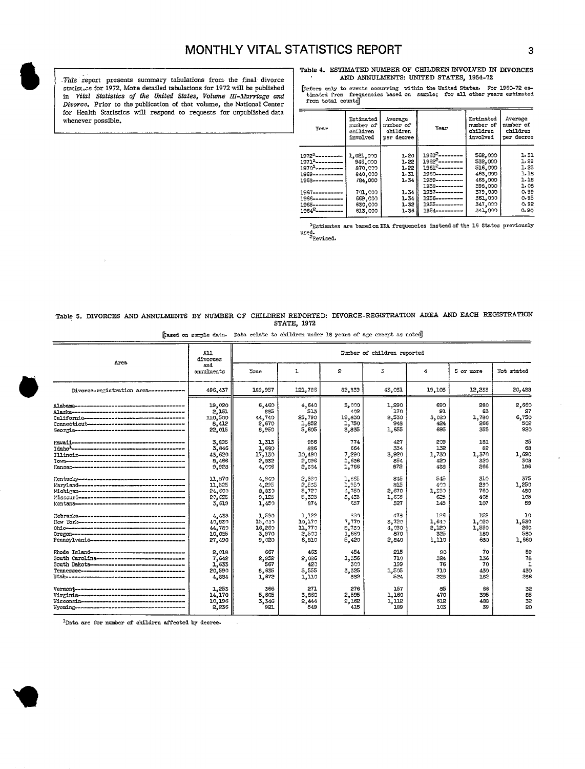This report presents summary tabulations from the final divorce statistics for 1972. More detailed tabulations for 1972 will be published in *Vital Statistics of the United States, Volume III–Marriage and Divorce*. Prior to the publication of that volume, the National Center for Health Statistics will respond to requests for unpublished data whenever possible.

## Table 4. ESTIMATED NUMBER OF CHILDREN INVOLVED IN DIVORCES AND ANNULMENTS: UNITED STATES, 1954–72

[Refers only to events occurring within the United States. For 1960–72 estimated from frequencies based on sample; for all other years estimated from total counts]

| Year | Estimated number of children involved | Average number of children per decree | Year | Estimated number of children involved | Average number of children per decree |
|---|---|---|---|---|---|
| 1972[1] | 1,021,000 | 1.20 | 1963[2] | 562,000 | 1.31 |
| 1971[1] | 946,000 | 1.22 | 1962[2] | 532,000 | 1.29 |
| 1970[1] | 870,000 | 1.22 | 1961[2] | 516,000 | 1.25 |
| 1969 | 840,000 | 1.31 | 1960 | 463,000 | 1.18 |
| 1968 | 784,000 | 1.34 | 1959 | 468,000 | 1.18 |
| | | | 1958 | 398,000 | 1.08 |
| 1967 | 701,000 | 1.34 | 1957 | 379,000 | 0.99 |
| 1966 | 669,000 | 1.34 | 1956 | 361,000 | 0.95 |
| 1965 | 630,000 | 1.32 | 1955 | 347,000 | 0.92 |
| 1964[2] | 613,000 | 1.36 | 1954 | 341,000 | 0.90 |

[1]Estimates are based on DRA frequencies instead of the 16 States previously used.
[2]Revised.

## Table 5. DIVORCES AND ANNULMENTS BY NUMBER OF CHILDREN REPORTED: DIVORCE-REGISTRATION AREA AND EACH REGISTRATION STATE, 1972

[Based on sample data. Data relate to children under 18 years of age except as noted]

| Area | All divorces and annulments | Number of children reported | | | | | | |
|---|---|---|---|---|---|---|---|---|
| | | None | 1 | 2 | 3 | 4 | 5 or more | Not stated |
| Divorce-registration area | 496,437 | 189,957 | 121,786 | 89,833 | 43,031 | 19,103 | 12,233 | 20,488 |
| Alabama | 19,020 | 6,460 | 4,640 | 3,000 | 1,290 | 690 | 280 | 2,660 |
| Alaska | 2,151 | 885 | 513 | 402 | 170 | 91 | 63 | 27 |
| California | 110,500 | 44,740 | 25,790 | 18,830 | 8,530 | 3,080 | 1,780 | 6,750 |
| Connecticut | 8,412 | 2,670 | 1,852 | 1,750 | 948 | 424 | 266 | 502 |
| Georgia | 22,015 | 8,950 | 5,605 | 3,835 | 1,655 | 695 | 355 | 920 |
| Hawaii | 3,895 | 1,313 | 956 | 774 | 427 | 209 | 181 | 35 |
| Idaho[1] | 3,846 | 1,690 | 886 | 664 | 334 | 132 | 82 | 68 |
| Illinois | 43,620 | 17,130 | 10,490 | 7,290 | 3,920 | 1,730 | 1,370 | 1,690 |
| Iowa | 8,466 | 2,932 | 2,096 | 1,626 | 854 | 420 | 320 | 308 |
| Kansas | 9,928 | 4,008 | 2,384 | 1,766 | 872 | 438 | 266 | 196 |
| Kentucky | 11,870 | 4,940 | 2,990 | 1,855 | 845 | 545 | 310 | 375 |
| Maryland | 11,525 | 4,225 | 2,535 | 1,950 | 815 | 400 | 280 | 1,250 |
| Michigan | 24,600 | 8,830 | 5,720 | 4,750 | 2,670 | 1,290 | 760 | 480 |
| Missouri | 20,025 | 8,125 | 5,325 | 3,435 | 1,605 | 625 | 405 | 105 |
| Montana | 3,619 | 1,450 | 874 | 657 | 327 | 145 | 107 | 59 |
| Nebraska | 4,438 | 1,580 | 1,122 | 930 | 478 | 196 | 152 | 10 |
| New York | 40,930 | 15,030 | 10,170 | 7,770 | 3,780 | 1,640 | 1,020 | 1,530 |
| Ohio | 44,780 | 16,260 | 11,770 | 8,730 | 4,080 | 2,120 | 1,550 | 260 |
| Oregon | 10,085 | 3,970 | 2,500 | 1,650 | 870 | 325 | 180 | 580 |
| Pennsylvania | 27,490 | 9,020 | 6,810 | 5,420 | 2,840 | 1,110 | 630 | 1,660 |
| Rhode Island | 2,018 | 667 | 463 | 454 | 215 | 90 | 70 | 59 |
| South Carolina | 7,642 | 2,952 | 2,086 | 1,356 | 710 | 324 | 136 | 78 |
| South Dakota | 1,633 | 567 | 420 | 300 | 199 | 76 | 70 | 1 |
| Tennessee | 20,590 | 8,635 | 5,555 | 3,325 | 1,505 | 710 | 430 | 430 |
| Utah | 4,884 | 1,672 | 1,110 | 892 | 524 | 228 | 182 | 286 |
| Vermont | 1,253 | 366 | 271 | 276 | 157 | 85 | 66 | 32 |
| Virginia | 14,170 | 5,605 | 3,860 | 2,595 | 1,160 | 470 | 395 | 85 |
| Wisconsin | 10,196 | 3,346 | 2,444 | 2,162 | 1,112 | 612 | 488 | 32 |
| Wyoming | 2,236 | 921 | 549 | 415 | 189 | 103 | 39 | 20 |

[1]Data are for number of children affected by decree.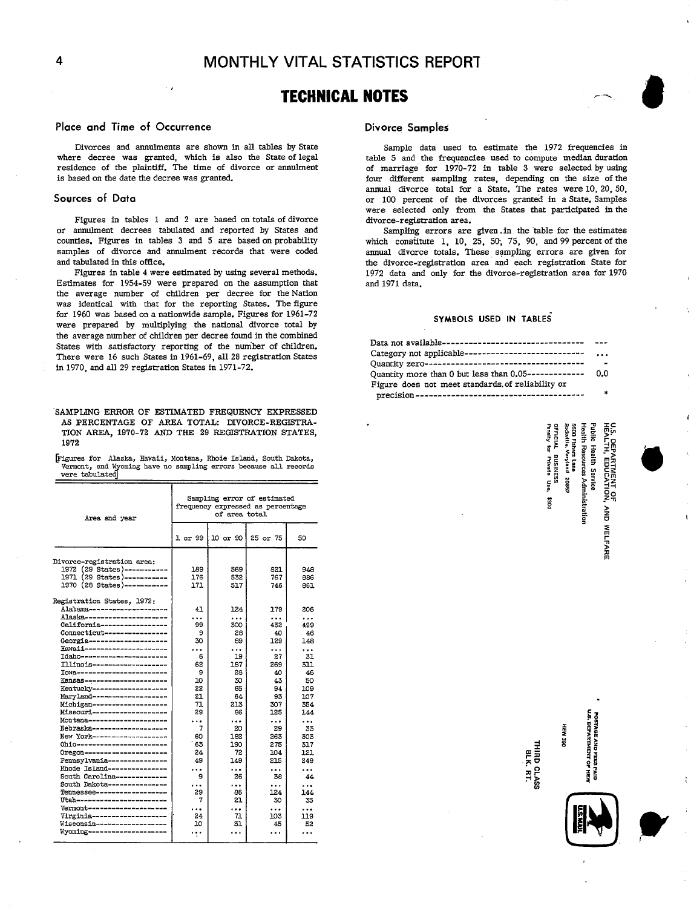# TECHNICAL NOTES

## Place and Time of Occurrence

Divorces and annulments are shown in all tables by State where decree was granted, which is also the State of legal residence of the plaintiff. The time of divorce or annulment is based on the date the decree was granted.

## Sources of Data

Figures in tables 1 and 2 are based on totals of divorce or annulment decrees tabulated and reported by States and counties. Figures in tables 3 and 5 are based on probability samples of divorce and annulment records that were coded and tabulated in this office.

Figures in table 4 were estimated by using several methods. Estimates for 1954-59 were prepared on the assumption that the average number of children per decree for the Nation was identical with that for the reporting States. The figure for 1960 was based on a nationwide sample. Figures for 1961-72 were prepared by multiplying the national divorce total by the average number of children per decree found in the combined States with satisfactory reporting of the number of children. There were 16 such States in 1961-69, all 28 registration States in 1970, and all 29 registration States in 1971-72.

SAMPLING ERROR OF ESTIMATED FREQUENCY EXPRESSED AS PERCENTAGE OF AREA TOTAL: DIVORCE-REGISTRATION AREA, 1970-72 AND THE 29 REGISTRATION STATES, 1972

[Figures for Alaska, Hawaii, Montana, Rhode Island, South Dakota, Vermont, and Wyoming have no sampling errors because all records were tabulated]

| Area and year | Sampling error of estimated frequency expressed as percentage of area total | | | |
|---|---|---|---|---|
| | 1 or 99 | 10 or 90 | 25 or 75 | 50 |
| **Divorce-registration area:** | | | | |
| 1972 (29 States) | 189 | 569 | 821 | 948 |
| 1971 (29 States) | 176 | 532 | 767 | 886 |
| 1970 (28 States) | 171 | 517 | 746 | 861 |
| **Registration States, 1972:** | | | | |
| Alabama | 41 | 124 | 179 | 206 |
| Alaska | ... | ... | ... | ... |
| California | 99 | 300 | 432 | 499 |
| Connecticut | 9 | 28 | 40 | 46 |
| Georgia | 30 | 89 | 129 | 148 |
| Hawaii | ... | ... | ... | ... |
| Idaho | 6 | 19 | 27 | 31 |
| Illinois | 62 | 187 | 269 | 311 |
| Iowa | 9 | 28 | 40 | 46 |
| Kansas | 10 | 30 | 43 | 50 |
| Kentucky | 22 | 65 | 94 | 109 |
| Maryland | 21 | 64 | 93 | 107 |
| Michigan | 71 | 213 | 307 | 354 |
| Missouri | 29 | 86 | 125 | 144 |
| Montana | ... | ... | ... | ... |
| Nebraska | 7 | 20 | 29 | 33 |
| New York | 60 | 182 | 263 | 303 |
| Ohio | 63 | 190 | 275 | 317 |
| Oregon | 24 | 72 | 104 | 121 |
| Pennsylvania | 49 | 149 | 215 | 249 |
| Rhode Island | ... | ... | ... | ... |
| South Carolina | 9 | 26 | 38 | 44 |
| South Dakota | ... | ... | ... | ... |
| Tennessee | 29 | 86 | 124 | 144 |
| Utah | 7 | 21 | 30 | 35 |
| Vermont | ... | ... | ... | ... |
| Virginia | 24 | 71 | 103 | 119 |
| Wisconsin | 10 | 31 | 45 | 52 |
| Wyoming | ... | ... | ... | ... |

## Divorce Samples

Sample data used to estimate the 1972 frequencies in table 5 and the frequencies used to compute median duration of marriage for 1970-72 in table 3 were selected by using four different sampling rates, depending on the size of the annual divorce total for a State. The rates were 10, 20, 50, or 100 percent of the divorces granted in a State. Samples were selected only from the States that participated in the divorce-registration area.

Sampling errors are given in the table for the estimates which constitute 1, 10, 25, 50, 75, 90, and 99 percent of the annual divorce totals. These sampling errors are given for the divorce-registration area and each registration State for 1972 data and only for the divorce-registration area for 1970 and 1971 data.

### SYMBOLS USED IN TABLES

| | |
|---|---|
| Data not available | --- |
| Category not applicable | ... |
| Quantity zero | - |
| Quantity more than 0 but less than 0.05 | 0.0 |
| Figure does not meet standards of reliability or precision | * |

U.S. DEPARTMENT OF HEALTH, EDUCATION, AND WELFARE
Public Health Service
Health Resources Administration
5600 Fishers Lane
Rockville, Maryland 20852
OFFICIAL BUSINESS
Penalty for Private Use, $300

POSTAGE AND FEES PAID
U.S. DEPARTMENT OF HEW
HEW 390

THIRD CLASS
BLK. RT.